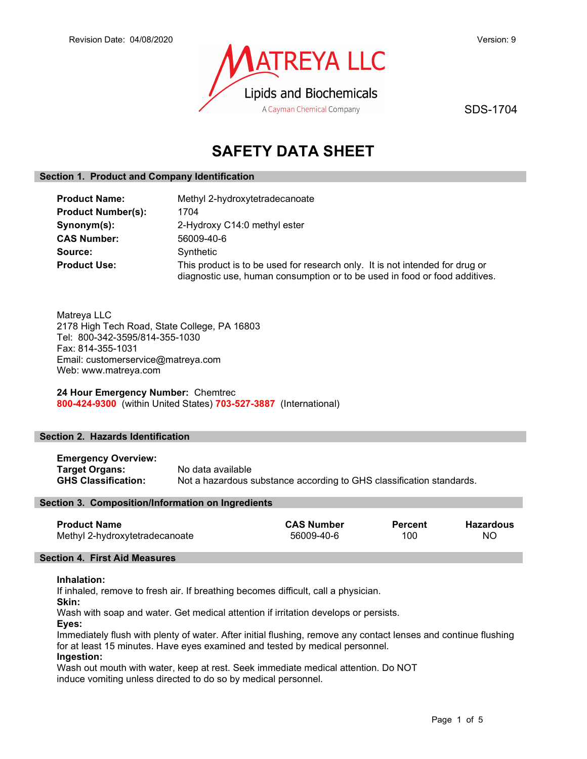Revision Date: 04/08/2020

Version: 9

MATREYA LLC
Lipids and Biochemicals
A Cayman Chemical Company

SDS-1704

# SAFETY DATA SHEET

## Section 1. Product and Company Identification

**Product Name:** Methyl 2-hydroxytetradecanoate
**Product Number(s):** 1704
**Synonym(s):** 2-Hydroxy C14:0 methyl ester
**CAS Number:** 56009-40-6
**Source:** Synthetic
**Product Use:** This product is to be used for research only. It is not intended for drug or diagnostic use, human consumption or to be used in food or food additives.

Matreya LLC
2178 High Tech Road, State College, PA 16803
Tel: 800-342-3595/814-355-1030
Fax: 814-355-1031
Email: customerservice@matreya.com
Web: www.matreya.com

**24 Hour Emergency Number:** Chemtrec
**800-424-9300** (within United States) **703-527-3887** (International)

## Section 2. Hazards Identification

**Emergency Overview:**
**Target Organs:** No data available
**GHS Classification:** Not a hazardous substance according to GHS classification standards.

## Section 3. Composition/Information on Ingredients

| Product Name | CAS Number | Percent | Hazardous |
|---|---|---|---|
| Methyl 2-hydroxytetradecanoate | 56009-40-6 | 100 | NO |

## Section 4. First Aid Measures

**Inhalation:**
If inhaled, remove to fresh air. If breathing becomes difficult, call a physician.
**Skin:**
Wash with soap and water. Get medical attention if irritation develops or persists.
**Eyes:**
Immediately flush with plenty of water. After initial flushing, remove any contact lenses and continue flushing for at least 15 minutes. Have eyes examined and tested by medical personnel.
**Ingestion:**
Wash out mouth with water, keep at rest. Seek immediate medical attention. Do NOT induce vomiting unless directed to do so by medical personnel.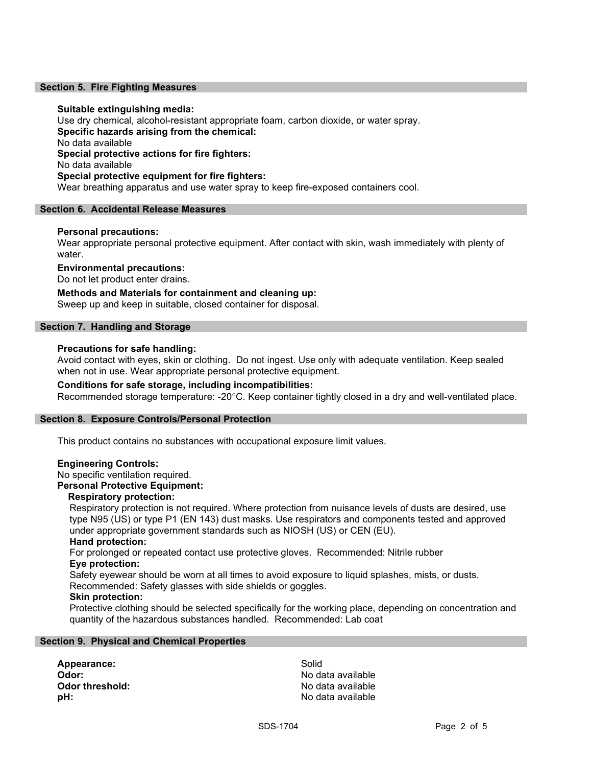## Section 5. Fire Fighting Measures

**Suitable extinguishing media:**
Use dry chemical, alcohol-resistant appropriate foam, carbon dioxide, or water spray.

**Specific hazards arising from the chemical:**
No data available

**Special protective actions for fire fighters:**
No data available

**Special protective equipment for fire fighters:**
Wear breathing apparatus and use water spray to keep fire-exposed containers cool.

## Section 6. Accidental Release Measures

**Personal precautions:**
Wear appropriate personal protective equipment. After contact with skin, wash immediately with plenty of water.

**Environmental precautions:**
Do not let product enter drains.

**Methods and Materials for containment and cleaning up:**
Sweep up and keep in suitable, closed container for disposal.

## Section 7. Handling and Storage

**Precautions for safe handling:**
Avoid contact with eyes, skin or clothing. Do not ingest. Use only with adequate ventilation. Keep sealed when not in use. Wear appropriate personal protective equipment.

**Conditions for safe storage, including incompatibilities:**
Recommended storage temperature: -20°C. Keep container tightly closed in a dry and well-ventilated place.

## Section 8. Exposure Controls/Personal Protection

This product contains no substances with occupational exposure limit values.

**Engineering Controls:**
No specific ventilation required.

**Personal Protective Equipment:**

**Respiratory protection:**
Respiratory protection is not required. Where protection from nuisance levels of dusts are desired, use type N95 (US) or type P1 (EN 143) dust masks. Use respirators and components tested and approved under appropriate government standards such as NIOSH (US) or CEN (EU).

**Hand protection:**
For prolonged or repeated contact use protective gloves. Recommended: Nitrile rubber

**Eye protection:**
Safety eyewear should be worn at all times to avoid exposure to liquid splashes, mists, or dusts. Recommended: Safety glasses with side shields or goggles.

**Skin protection:**
Protective clothing should be selected specifically for the working place, depending on concentration and quantity of the hazardous substances handled. Recommended: Lab coat

## Section 9. Physical and Chemical Properties

| | |
|---|---|
| **Appearance:** | Solid |
| **Odor:** | No data available |
| **Odor threshold:** | No data available |
| **pH:** | No data available |

SDS-1704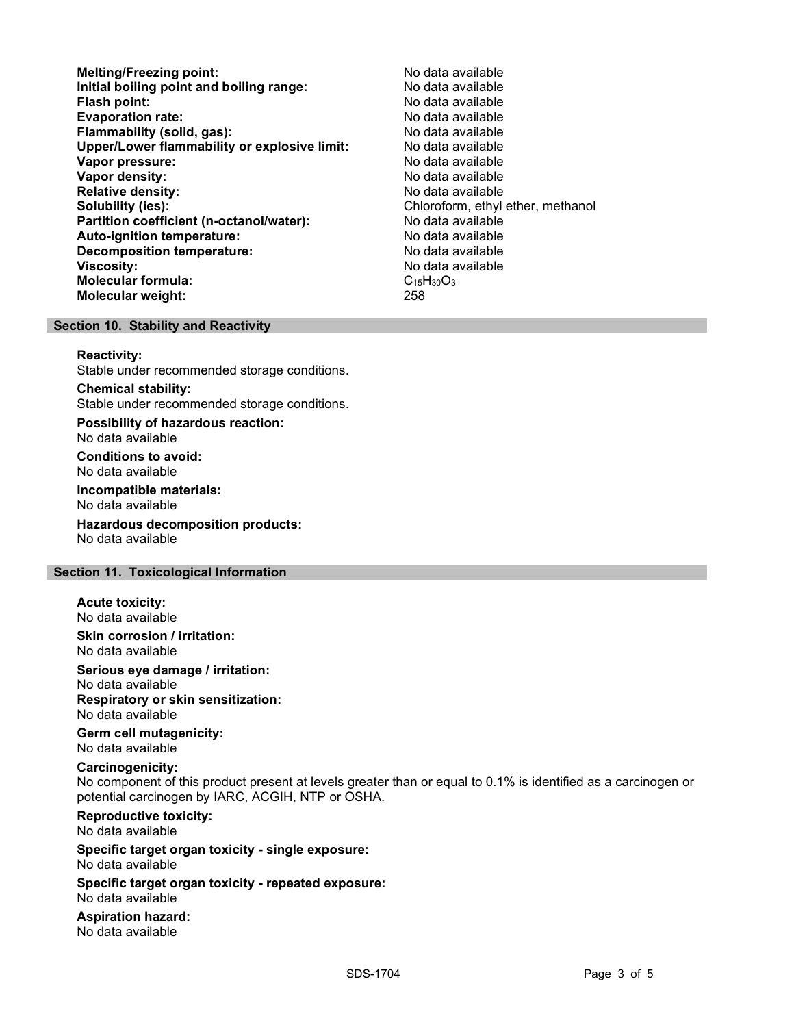**Melting/Freezing point:** No data available
**Initial boiling point and boiling range:** No data available
**Flash point:** No data available
**Evaporation rate:** No data available
**Flammability (solid, gas):** No data available
**Upper/Lower flammability or explosive limit:** No data available
**Vapor pressure:** No data available
**Vapor density:** No data available
**Relative density:** No data available
**Solubility (ies):** Chloroform, ethyl ether, methanol
**Partition coefficient (n-octanol/water):** No data available
**Auto-ignition temperature:** No data available
**Decomposition temperature:** No data available
**Viscosity:** No data available
**Molecular formula:** $C_{15}H_{30}O_3$
**Molecular weight:** 258

## Section 10. Stability and Reactivity

**Reactivity:**
Stable under recommended storage conditions.

**Chemical stability:**
Stable under recommended storage conditions.

**Possibility of hazardous reaction:**
No data available

**Conditions to avoid:**
No data available

**Incompatible materials:**
No data available

**Hazardous decomposition products:**
No data available

## Section 11. Toxicological Information

**Acute toxicity:**
No data available

**Skin corrosion / irritation:**
No data available

**Serious eye damage / irritation:**
No data available

**Respiratory or skin sensitization:**
No data available

**Germ cell mutagenicity:**
No data available

**Carcinogenicity:**
No component of this product present at levels greater than or equal to 0.1% is identified as a carcinogen or potential carcinogen by IARC, ACGIH, NTP or OSHA.

**Reproductive toxicity:**
No data available

**Specific target organ toxicity - single exposure:**
No data available

**Specific target organ toxicity - repeated exposure:**
No data available

**Aspiration hazard:**
No data available

SDS-1704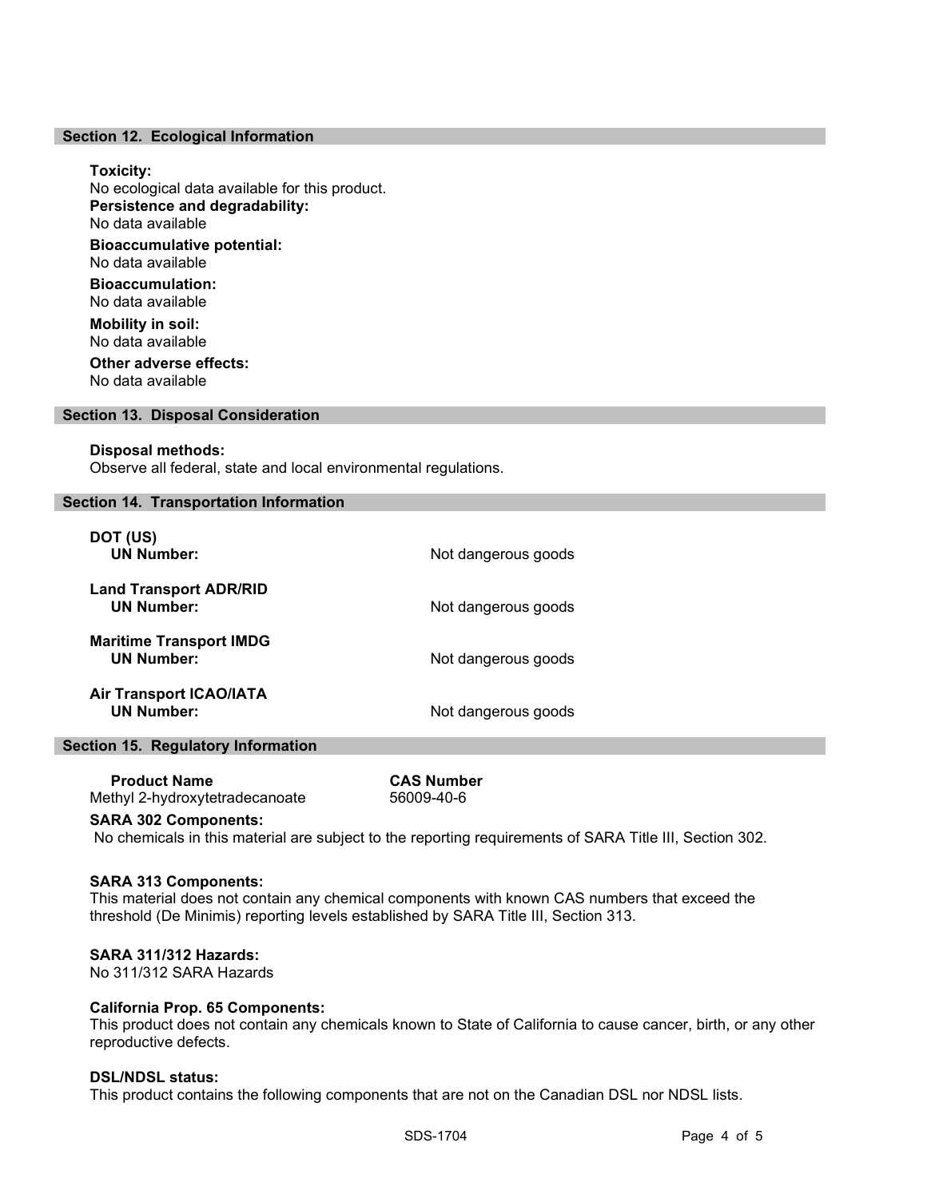## Section 12. Ecological Information

**Toxicity:**
No ecological data available for this product.

**Persistence and degradability:**
No data available

**Bioaccumulative potential:**
No data available

**Bioaccumulation:**
No data available

**Mobility in soil:**
No data available

**Other adverse effects:**
No data available

## Section 13. Disposal Consideration

**Disposal methods:**
Observe all federal, state and local environmental regulations.

## Section 14. Transportation Information

| | |
|---|---|
| **DOT (US)** | |
| **UN Number:** | Not dangerous goods |
| **Land Transport ADR/RID** | |
| **UN Number:** | Not dangerous goods |
| **Maritime Transport IMDG** | |
| **UN Number:** | Not dangerous goods |
| **Air Transport ICAO/IATA** | |
| **UN Number:** | Not dangerous goods |

## Section 15. Regulatory Information

| Product Name | CAS Number |
|---|---|
| Methyl 2-hydroxytetradecanoate | 56009-40-6 |

**SARA 302 Components:**
No chemicals in this material are subject to the reporting requirements of SARA Title III, Section 302.

**SARA 313 Components:**
This material does not contain any chemical components with known CAS numbers that exceed the threshold (De Minimis) reporting levels established by SARA Title III, Section 313.

**SARA 311/312 Hazards:**
No 311/312 SARA Hazards

**California Prop. 65 Components:**
This product does not contain any chemicals known to State of California to cause cancer, birth, or any other reproductive defects.

**DSL/NDSL status:**
This product contains the following components that are not on the Canadian DSL nor NDSL lists.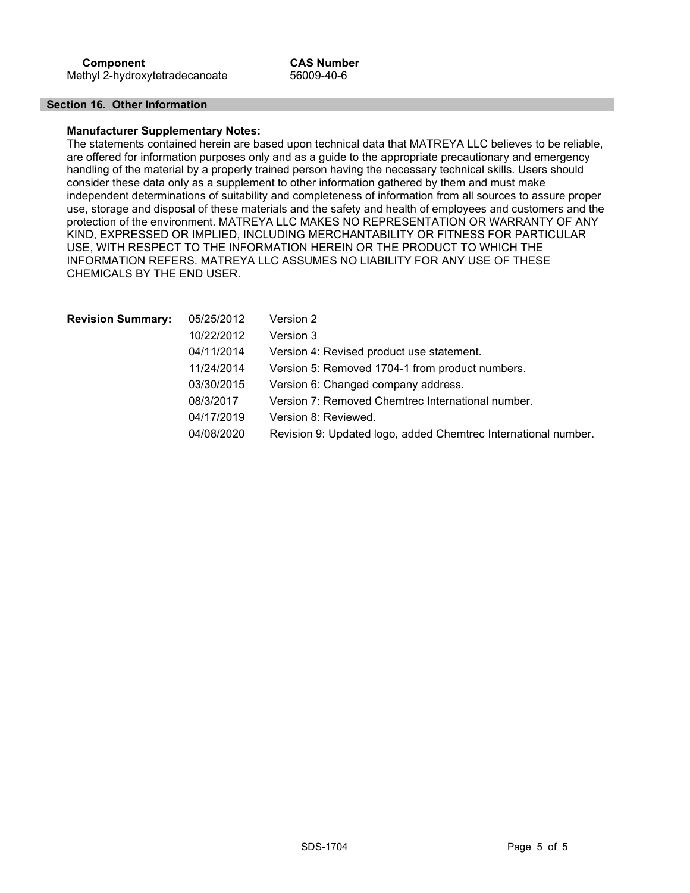| Component | CAS Number |
| --- | --- |
| Methyl 2-hydroxytetradecanoate | 56009-40-6 |

## Section 16. Other Information

**Manufacturer Supplementary Notes:**

The statements contained herein are based upon technical data that MATREYA LLC believes to be reliable, are offered for information purposes only and as a guide to the appropriate precautionary and emergency handling of the material by a properly trained person having the necessary technical skills. Users should consider these data only as a supplement to other information gathered by them and must make independent determinations of suitability and completeness of information from all sources to assure proper use, storage and disposal of these materials and the safety and health of employees and customers and the protection of the environment. MATREYA LLC MAKES NO REPRESENTATION OR WARRANTY OF ANY KIND, EXPRESSED OR IMPLIED, INCLUDING MERCHANTABILITY OR FITNESS FOR PARTICULAR USE, WITH RESPECT TO THE INFORMATION HEREIN OR THE PRODUCT TO WHICH THE INFORMATION REFERS. MATREYA LLC ASSUMES NO LIABILITY FOR ANY USE OF THESE CHEMICALS BY THE END USER.

| | | |
| --- | --- | --- |
| **Revision Summary:** | 05/25/2012 | Version 2 |
| | 10/22/2012 | Version 3 |
| | 04/11/2014 | Version 4: Revised product use statement. |
| | 11/24/2014 | Version 5: Removed 1704-1 from product numbers. |
| | 03/30/2015 | Version 6: Changed company address. |
| | 08/3/2017 | Version 7: Removed Chemtrec International number. |
| | 04/17/2019 | Version 8: Reviewed. |
| | 04/08/2020 | Revision 9: Updated logo, added Chemtrec International number. |

SDS-1704